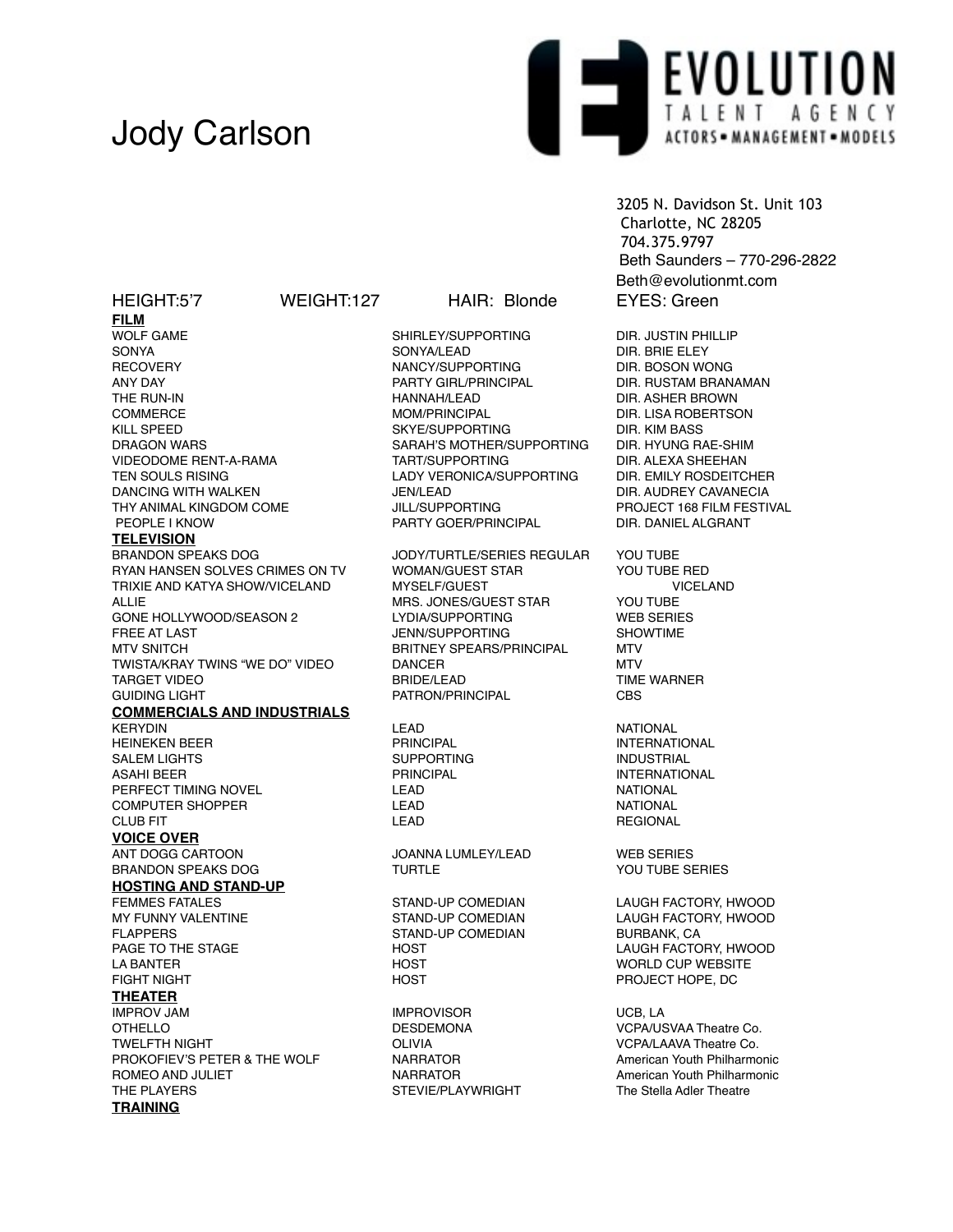# Jody Carlson

EVOLUTION
TALENT AGENCY
ACTORS • MANAGEMENT • MODELS

3205 N. Davidson St. Unit 103
Charlotte, NC 28205
704.375.9797
Beth Saunders – 770-296-2822
Beth@evolutionmt.com

HEIGHT:5'7 WEIGHT:127 HAIR: Blonde EYES: Green

**FILM**

| | | |
|---|---|---|
| WOLF GAME | SHIRLEY/SUPPORTING | DIR. JUSTIN PHILLIP |
| SONYA | SONYA/LEAD | DIR. BRIE ELEY |
| RECOVERY | NANCY/SUPPORTING | DIR. BOSON WONG |
| ANY DAY | PARTY GIRL/PRINCIPAL | DIR. RUSTAM BRANAMAN |
| THE RUN-IN | HANNAH/LEAD | DIR. ASHER BROWN |
| COMMERCE | MOM/PRINCIPAL | DIR. LISA ROBERTSON |
| KILL SPEED | SKYE/SUPPORTING | DIR. KIM BASS |
| DRAGON WARS | SARAH'S MOTHER/SUPPORTING | DIR. HYUNG RAE-SHIM |
| VIDEODOME RENT-A-RAMA | TART/SUPPORTING | DIR. ALEXA SHEEHAN |
| TEN SOULS RISING | LADY VERONICA/SUPPORTING | DIR. EMILY ROSDEITCHER |
| DANCING WITH WALKEN | JEN/LEAD | DIR. AUDREY CAVANECIA |
| THY ANIMAL KINGDOM COME | JILL/SUPPORTING | PROJECT 168 FILM FESTIVAL |
| PEOPLE I KNOW | PARTY GOER/PRINCIPAL | DIR. DANIEL ALGRANT |

**TELEVISION**

| | | |
|---|---|---|
| BRANDON SPEAKS DOG | JODY/TURTLE/SERIES REGULAR | YOU TUBE |
| RYAN HANSEN SOLVES CRIMES ON TV | WOMAN/GUEST STAR | YOU TUBE RED |
| TRIXIE AND KATYA SHOW/VICELAND | MYSELF/GUEST | VICELAND |
| ALLIE | MRS. JONES/GUEST STAR | YOU TUBE |
| GONE HOLLYWOOD/SEASON 2 | LYDIA/SUPPORTING | WEB SERIES |
| FREE AT LAST | JENN/SUPPORTING | SHOWTIME |
| MTV SNITCH | BRITNEY SPEARS/PRINCIPAL | MTV |
| TWISTA/KRAY TWINS "WE DO" VIDEO | DANCER | MTV |
| TARGET VIDEO | BRIDE/LEAD | TIME WARNER |
| GUIDING LIGHT | PATRON/PRINCIPAL | CBS |

**COMMERCIALS AND INDUSTRIALS**

| | | |
|---|---|---|
| KERYDIN | LEAD | NATIONAL |
| HEINEKEN BEER | PRINCIPAL | INTERNATIONAL |
| SALEM LIGHTS | SUPPORTING | INDUSTRIAL |
| ASAHI BEER | PRINCIPAL | INTERNATIONAL |
| PERFECT TIMING NOVEL | LEAD | NATIONAL |
| COMPUTER SHOPPER | LEAD | NATIONAL |
| CLUB FIT | LEAD | REGIONAL |

**VOICE OVER**

| | | |
|---|---|---|
| ANT DOGG CARTOON | JOANNA LUMLEY/LEAD | WEB SERIES |
| BRANDON SPEAKS DOG | TURTLE | YOU TUBE SERIES |

**HOSTING AND STAND-UP**

| | | |
|---|---|---|
| FEMMES FATALES | STAND-UP COMEDIAN | LAUGH FACTORY, HWOOD |
| MY FUNNY VALENTINE | STAND-UP COMEDIAN | LAUGH FACTORY, HWOOD |
| FLAPPERS | STAND-UP COMEDIAN | BURBANK, CA |
| PAGE TO THE STAGE | HOST | LAUGH FACTORY, HWOOD |
| LA BANTER | HOST | WORLD CUP WEBSITE |
| FIGHT NIGHT | HOST | PROJECT HOPE, DC |

**THEATER**

| | | |
|---|---|---|
| IMPROV JAM | IMPROVISOR | UCB, LA |
| OTHELLO | DESDEMONA | VCPA/USVAA Theatre Co. |
| TWELFTH NIGHT | OLIVIA | VCPA/LAAVA Theatre Co. |
| PROKOFIEV'S PETER & THE WOLF | NARRATOR | American Youth Philharmonic |
| ROMEO AND JULIET | NARRATOR | American Youth Philharmonic |
| THE PLAYERS | STEVIE/PLAYWRIGHT | The Stella Adler Theatre |

**TRAINING**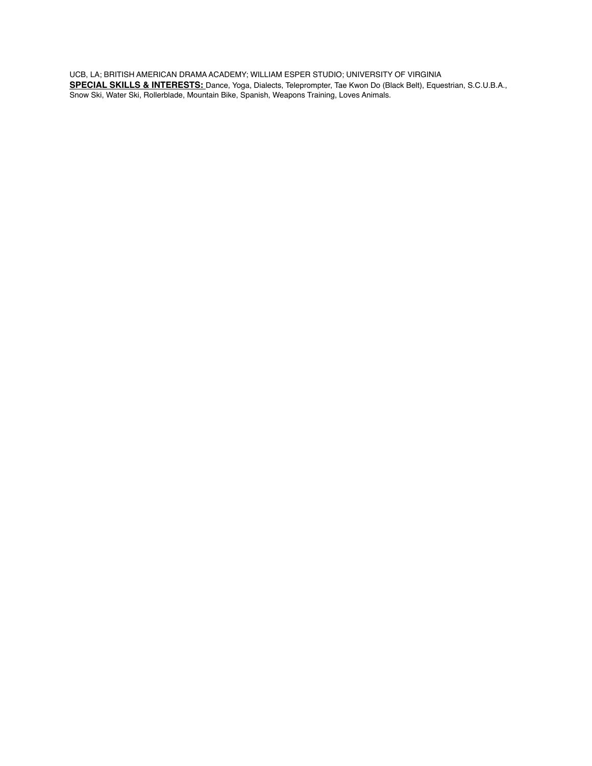UCB, LA; BRITISH AMERICAN DRAMA ACADEMY; WILLIAM ESPER STUDIO; UNIVERSITY OF VIRGINIA

**SPECIAL SKILLS & INTERESTS:** Dance, Yoga, Dialects, Teleprompter, Tae Kwon Do (Black Belt), Equestrian, S.C.U.B.A., Snow Ski, Water Ski, Rollerblade, Mountain Bike, Spanish, Weapons Training, Loves Animals.